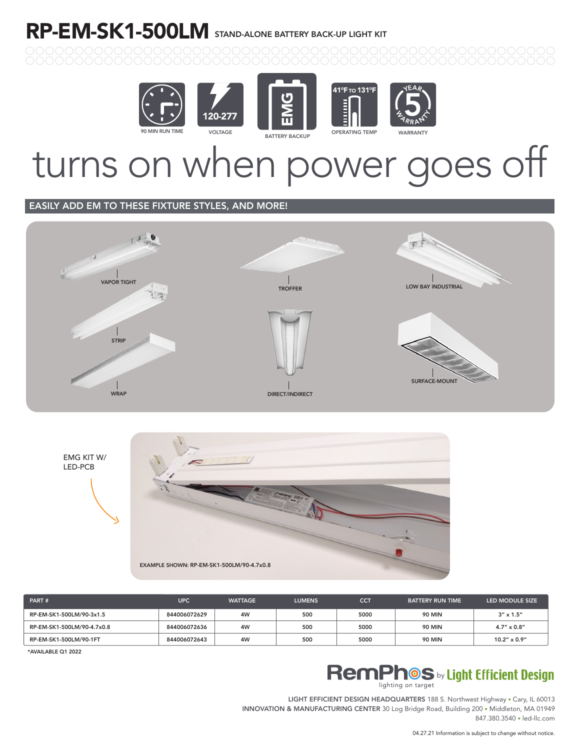# RP-EM-SK1-500LM STAND-ALONE BATTERY BACK-UP LIGHT KIT

90 MIN RUN TIME

120-277 VOLTAGE

EMG BATTERY BACKUP

41°F TO 131°F OPERATING TEMP

5 YEAR WARRANTY

# turns on when power goes off

## EASILY ADD EM TO THESE FIXTURE STYLES, AND MORE!

VAPOR TIGHT

TROFFER

LOW BAY INDUSTRIAL

STRIP

DIRECT/INDIRECT

SURFACE-MOUNT

WRAP

EMG KIT W/ LED-PCB

EXAMPLE SHOWN: RP-EM-SK1-500LM/90-4.7x0.8

| PART # | UPC | WATTAGE | LUMENS | CCT | BATTERY RUN TIME | LED MODULE SIZE |
|---|---|---|---|---|---|---|
| RP-EM-SK1-500LM/90-3x1.5 | 844006072629 | 4W | 500 | 5000 | 90 MIN | 3" x 1.5" |
| RP-EM-SK1-500LM/90-4.7x0.8 | 844006072636 | 4W | 500 | 5000 | 90 MIN | 4.7" x 0.8" |
| RP-EM-SK1-500LM/90-1FT | 844006072643 | 4W | 500 | 5000 | 90 MIN | 10.2" x 0.9" |

*AVAILABLE Q1 2022

RemPhos by Light Efficient Design
lighting on target

LIGHT EFFICIENT DESIGN HEADQUARTERS 188 S. Northwest Highway • Cary, IL 60013
INNOVATION & MANUFACTURING CENTER 30 Log Bridge Road, Building 200 • Middleton, MA 01949
847.380.3540 • led-llc.com

04.27.21 Information is subject to change without notice.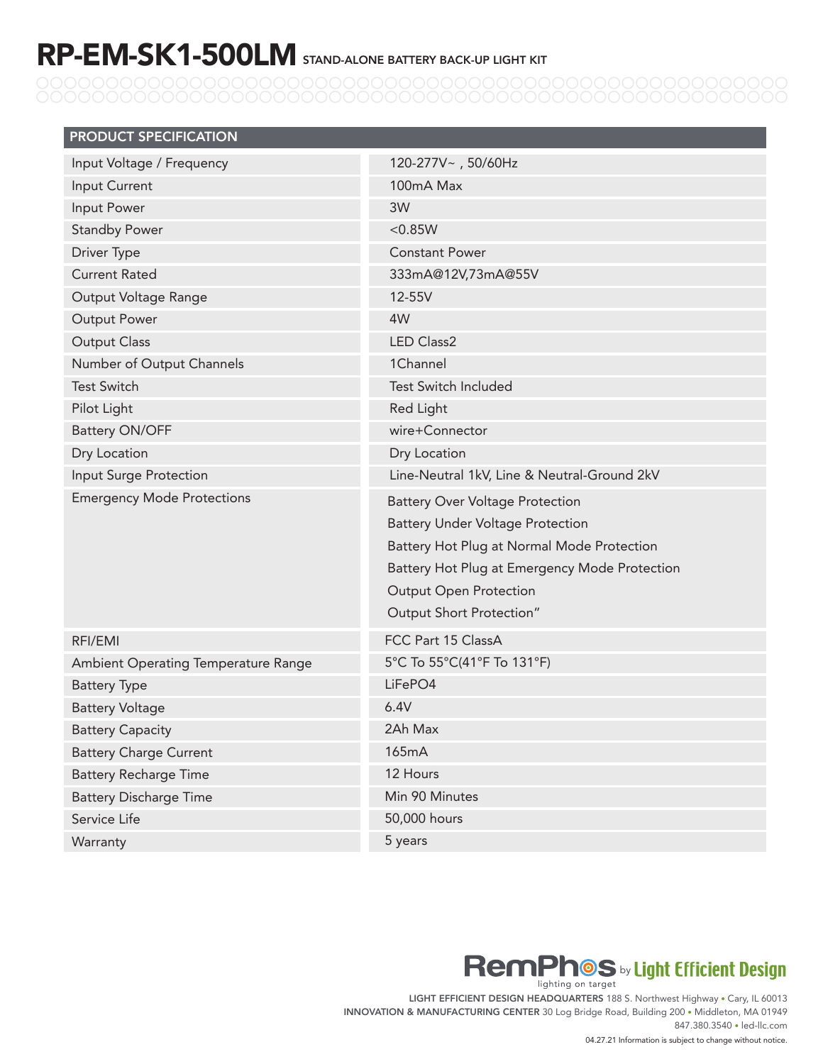# RP-EM-SK1-500LM STAND-ALONE BATTERY BACK-UP LIGHT KIT

| PRODUCT SPECIFICATION | |
|---|---|
| Input Voltage / Frequency | 120-277V~ , 50/60Hz |
| Input Current | 100mA Max |
| Input Power | 3W |
| Standby Power | <0.85W |
| Driver Type | Constant Power |
| Current Rated | 333mA@12V,73mA@55V |
| Output Voltage Range | 12-55V |
| Output Power | 4W |
| Output Class | LED Class2 |
| Number of Output Channels | 1Channel |
| Test Switch | Test Switch Included |
| Pilot Light | Red Light |
| Battery ON/OFF | wire+Connector |
| Dry Location | Dry Location |
| Input Surge Protection | Line-Neutral 1kV, Line & Neutral-Ground 2kV |
| Emergency Mode Protections | Battery Over Voltage Protection<br>Battery Under Voltage Protection<br>Battery Hot Plug at Normal Mode Protection<br>Battery Hot Plug at Emergency Mode Protection<br>Output Open Protection<br>Output Short Protection" |
| RFI/EMI | FCC Part 15 ClassA |
| Ambient Operating Temperature Range | 5°C To 55°C(41°F To 131°F) |
| Battery Type | $LiFePO_4$ |
| Battery Voltage | 6.4V |
| Battery Capacity | 2Ah Max |
| Battery Charge Current | 165mA |
| Battery Recharge Time | 12 Hours |
| Battery Discharge Time | Min 90 Minutes |
| Service Life | 50,000 hours |
| Warranty | 5 years |

RemPhos by Light Efficient Design
lighting on target

LIGHT EFFICIENT DESIGN HEADQUARTERS 188 S. Northwest Highway • Cary, IL 60013
INNOVATION & MANUFACTURING CENTER 30 Log Bridge Road, Building 200 • Middleton, MA 01949
847.380.3540 • led-llc.com

04.27.21 Information is subject to change without notice.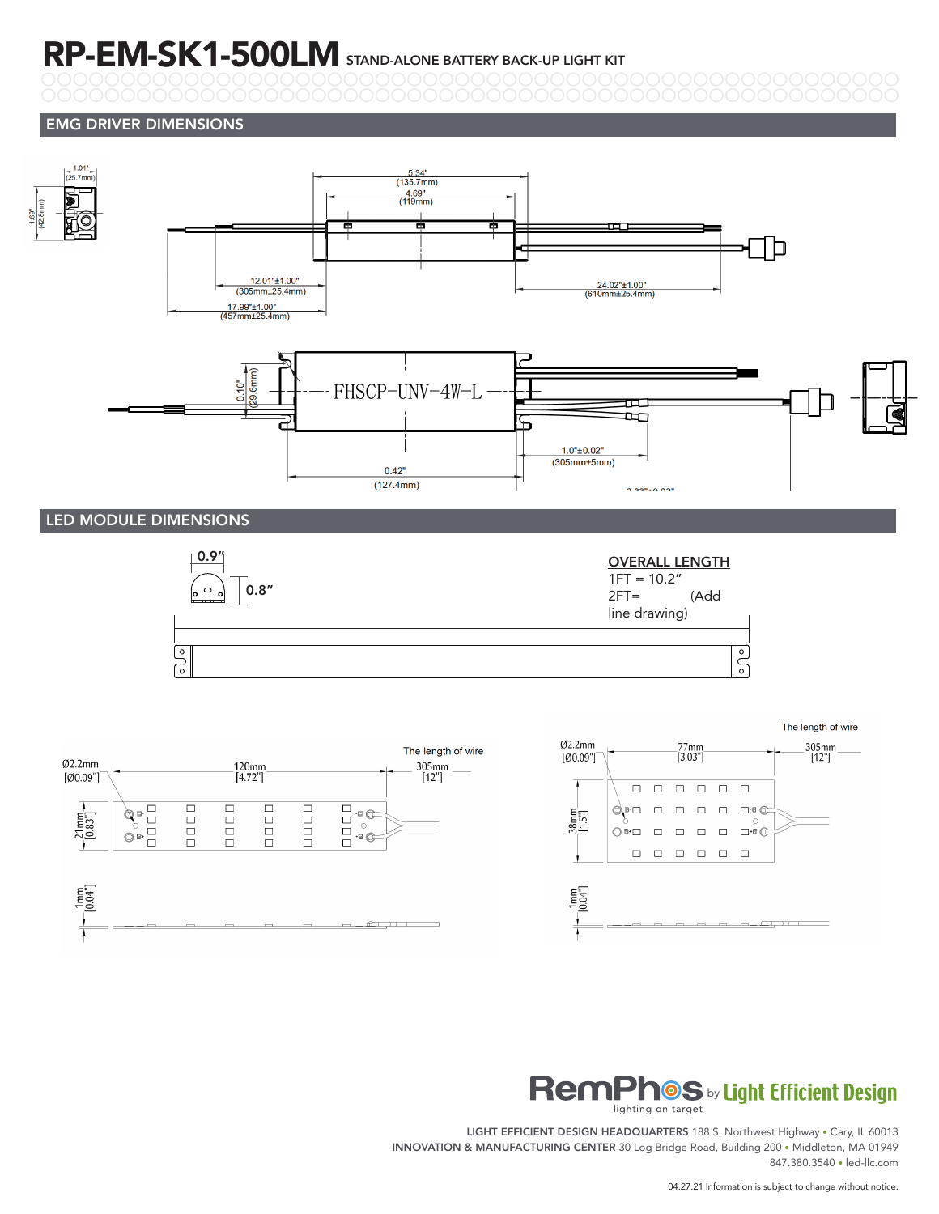# RP-EM-SK1-500LM STAND-ALONE BATTERY BACK-UP LIGHT KIT

## EMG DRIVER DIMENSIONS

1.01" (25.7mm)

1.69" (42.8mm)

5.34" (135.7mm)

4.69" (119mm)

12.01"±1.00" (305mm±25.4mm)

17.99"±1.00" (457mm±25.4mm)

24.02"±1.00" (610mm±25.4mm)

FHSCP-UNV-4W-L

0.10" (29.6mm)

1.0"±0.02" (305mm±5mm)

0.42" (127.4mm)

## LED MODULE DIMENSIONS

0.9"

0.8"

**OVERALL LENGTH**

1FT = 10.2"

2FT= (Add line drawing)

Ø2.2mm [Ø0.09"]

120mm [4.72"]

The length of wire

305mm [12"]

21mm [0.83"]

1mm [0.04"]

Ø2.2mm [Ø0.09"]

77mm [3.03"]

The length of wire

305mm [12"]

38mm [1.5"]

1mm [0.04"]

RemPhos by Light Efficient Design
lighting on target

LIGHT EFFICIENT DESIGN HEADQUARTERS 188 S. Northwest Highway • Cary, IL 60013
INNOVATION & MANUFACTURING CENTER 30 Log Bridge Road, Building 200 • Middleton, MA 01949
847.380.3540 • led-llc.com

04.27.21 Information is subject to change without notice.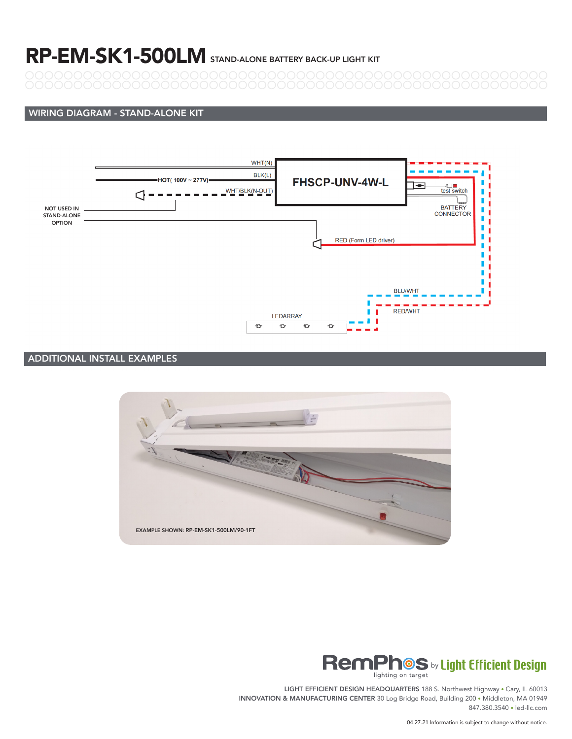# RP-EM-SK1-500LM STAND-ALONE BATTERY BACK-UP LIGHT KIT

## WIRING DIAGRAM - STAND-ALONE KIT

FHSCP-UNV-4W-L

WHT(N)

BLK(L)

HOT( 100V ~ 277V)

WHT/BLK(N-OUT)

test switch

BATTERY CONNECTOR

NOT USED IN STAND-ALONE OPTION

RED (Form LED driver)

BLU/WHT

RED/WHT

LEDARRAY

## ADDITIONAL INSTALL EXAMPLES

EXAMPLE SHOWN: RP-EM-SK1-500LM/90-1FT

RemPhos by Light Efficient Design
lighting on target

**LIGHT EFFICIENT DESIGN HEADQUARTERS** 188 S. Northwest Highway • Cary, IL 60013
**INNOVATION & MANUFACTURING CENTER** 30 Log Bridge Road, Building 200 • Middleton, MA 01949
847.380.3540 • led-llc.com

04.27.21 Information is subject to change without notice.